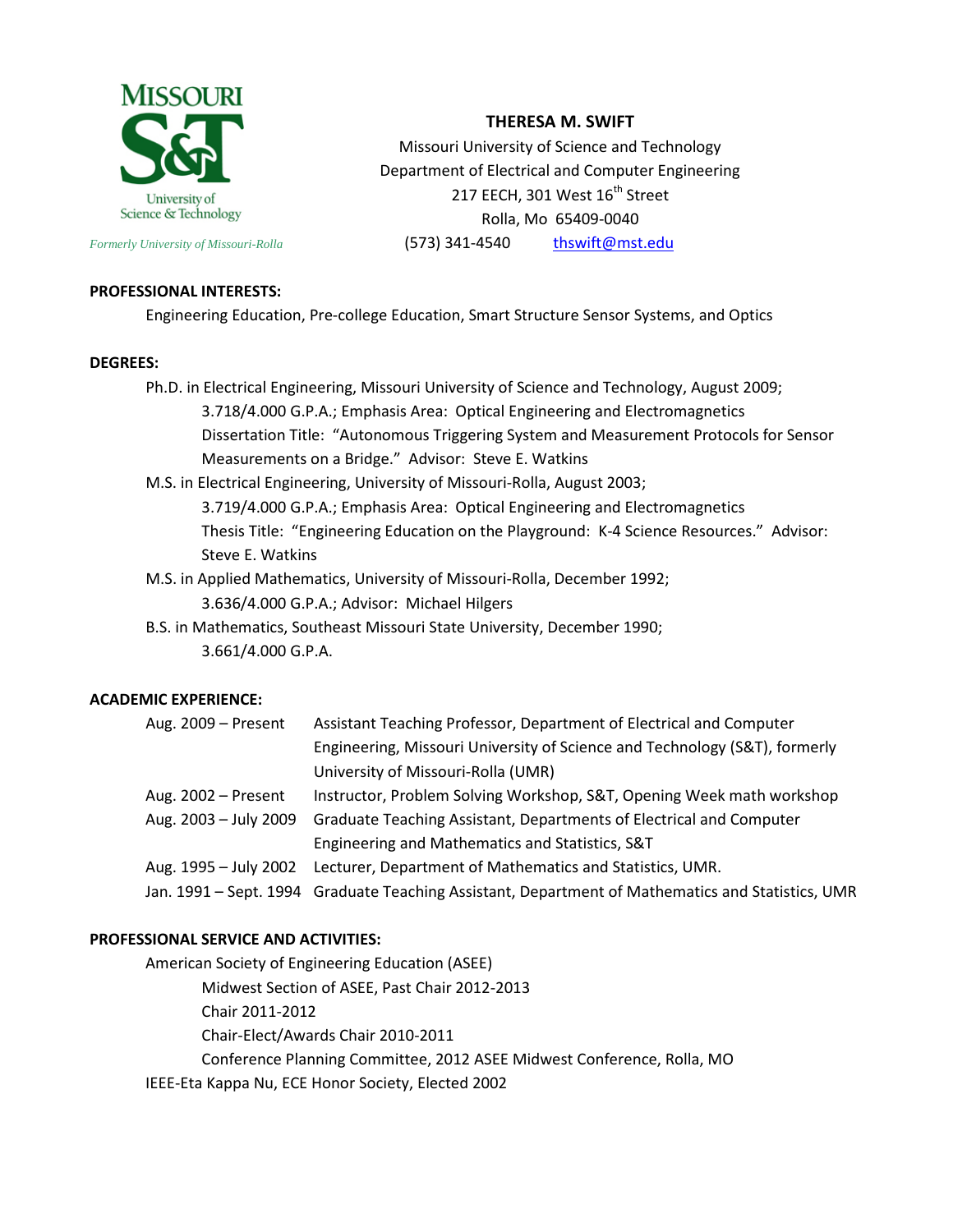MISSOURI S&T University of Science & Technology

*Formerly University of Missouri-Rolla*

# THERESA M. SWIFT

Missouri University of Science and Technology
Department of Electrical and Computer Engineering
217 EECH, 301 West 16th Street
Rolla, Mo 65409-0040
(573) 341-4540 thswift@mst.edu

## PROFESSIONAL INTERESTS:

Engineering Education, Pre-college Education, Smart Structure Sensor Systems, and Optics

## DEGREES:

Ph.D. in Electrical Engineering, Missouri University of Science and Technology, August 2009;
- 3.718/4.000 G.P.A.; Emphasis Area: Optical Engineering and Electromagnetics
- Dissertation Title: "Autonomous Triggering System and Measurement Protocols for Sensor Measurements on a Bridge." Advisor: Steve E. Watkins

M.S. in Electrical Engineering, University of Missouri-Rolla, August 2003;
- 3.719/4.000 G.P.A.; Emphasis Area: Optical Engineering and Electromagnetics
- Thesis Title: "Engineering Education on the Playground: K-4 Science Resources." Advisor: Steve E. Watkins

M.S. in Applied Mathematics, University of Missouri-Rolla, December 1992;
- 3.636/4.000 G.P.A.; Advisor: Michael Hilgers

B.S. in Mathematics, Southeast Missouri State University, December 1990;
- 3.661/4.000 G.P.A.

## ACADEMIC EXPERIENCE:

| | |
|---|---|
| Aug. 2009 – Present | Assistant Teaching Professor, Department of Electrical and Computer Engineering, Missouri University of Science and Technology (S&T), formerly University of Missouri-Rolla (UMR) |
| Aug. 2002 – Present | Instructor, Problem Solving Workshop, S&T, Opening Week math workshop |
| Aug. 2003 – July 2009 | Graduate Teaching Assistant, Departments of Electrical and Computer Engineering and Mathematics and Statistics, S&T |
| Aug. 1995 – July 2002 | Lecturer, Department of Mathematics and Statistics, UMR. |
| Jan. 1991 – Sept. 1994 | Graduate Teaching Assistant, Department of Mathematics and Statistics, UMR |

## PROFESSIONAL SERVICE AND ACTIVITIES:

American Society of Engineering Education (ASEE)
- Midwest Section of ASEE, Past Chair 2012-2013
- Chair 2011-2012
- Chair-Elect/Awards Chair 2010-2011
- Conference Planning Committee, 2012 ASEE Midwest Conference, Rolla, MO

IEEE-Eta Kappa Nu, ECE Honor Society, Elected 2002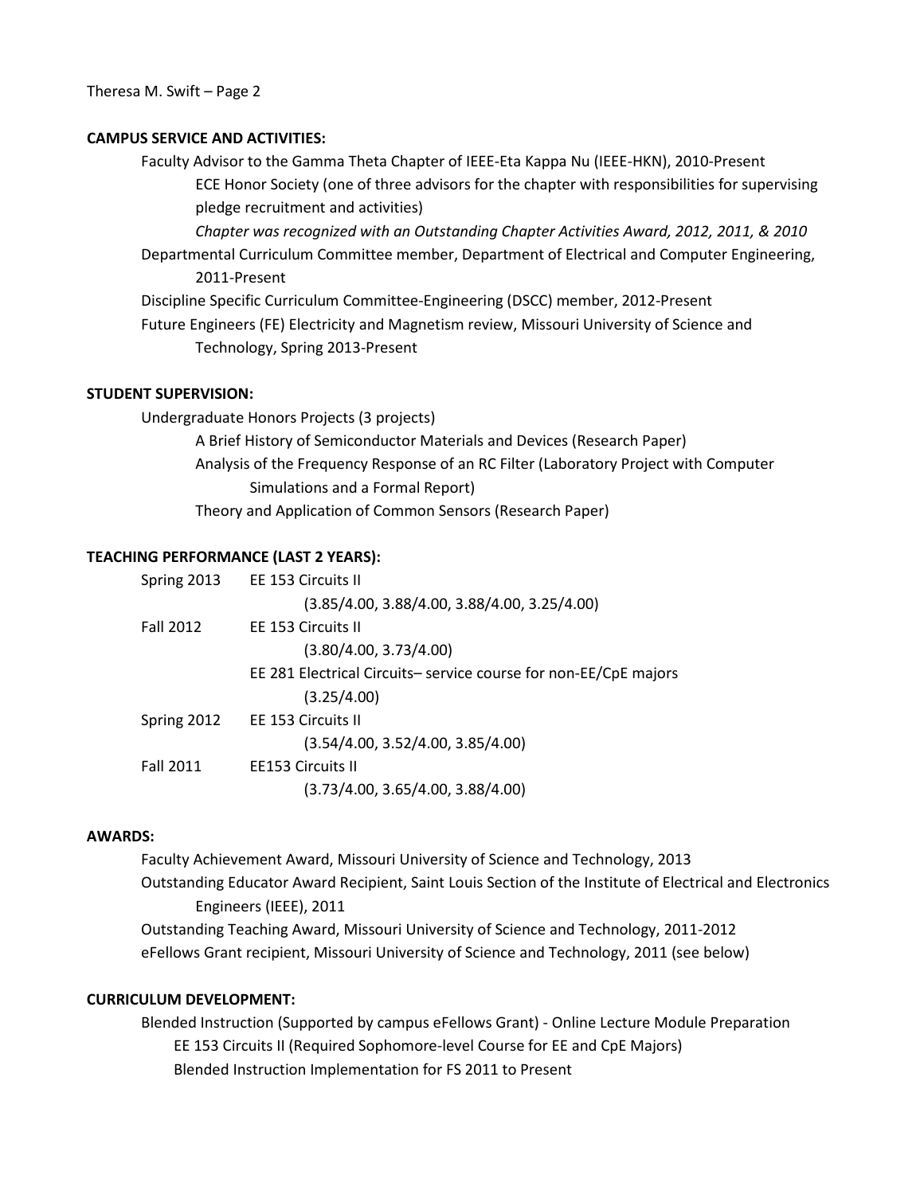## CAMPUS SERVICE AND ACTIVITIES:

Faculty Advisor to the Gamma Theta Chapter of IEEE-Eta Kappa Nu (IEEE-HKN), 2010-Present
- ECE Honor Society (one of three advisors for the chapter with responsibilities for supervising pledge recruitment and activities)
- *Chapter was recognized with an Outstanding Chapter Activities Award, 2012, 2011, & 2010*

Departmental Curriculum Committee member, Department of Electrical and Computer Engineering, 2011-Present

Discipline Specific Curriculum Committee-Engineering (DSCC) member, 2012-Present

Future Engineers (FE) Electricity and Magnetism review, Missouri University of Science and Technology, Spring 2013-Present

## STUDENT SUPERVISION:

Undergraduate Honors Projects (3 projects)
- A Brief History of Semiconductor Materials and Devices (Research Paper)
- Analysis of the Frequency Response of an RC Filter (Laboratory Project with Computer Simulations and a Formal Report)
- Theory and Application of Common Sensors (Research Paper)

## TEACHING PERFORMANCE (LAST 2 YEARS):

| | |
|---|---|
| Spring 2013 | EE 153 Circuits II (3.85/4.00, 3.88/4.00, 3.88/4.00, 3.25/4.00) |
| Fall 2012 | EE 153 Circuits II (3.80/4.00, 3.73/4.00) |
| | EE 281 Electrical Circuits– service course for non-EE/CpE majors (3.25/4.00) |
| Spring 2012 | EE 153 Circuits II (3.54/4.00, 3.52/4.00, 3.85/4.00) |
| Fall 2011 | EE153 Circuits II (3.73/4.00, 3.65/4.00, 3.88/4.00) |

## AWARDS:

Faculty Achievement Award, Missouri University of Science and Technology, 2013

Outstanding Educator Award Recipient, Saint Louis Section of the Institute of Electrical and Electronics Engineers (IEEE), 2011

Outstanding Teaching Award, Missouri University of Science and Technology, 2011-2012

eFellows Grant recipient, Missouri University of Science and Technology, 2011 (see below)

## CURRICULUM DEVELOPMENT:

Blended Instruction (Supported by campus eFellows Grant) - Online Lecture Module Preparation
- EE 153 Circuits II (Required Sophomore-level Course for EE and CpE Majors)
- Blended Instruction Implementation for FS 2011 to Present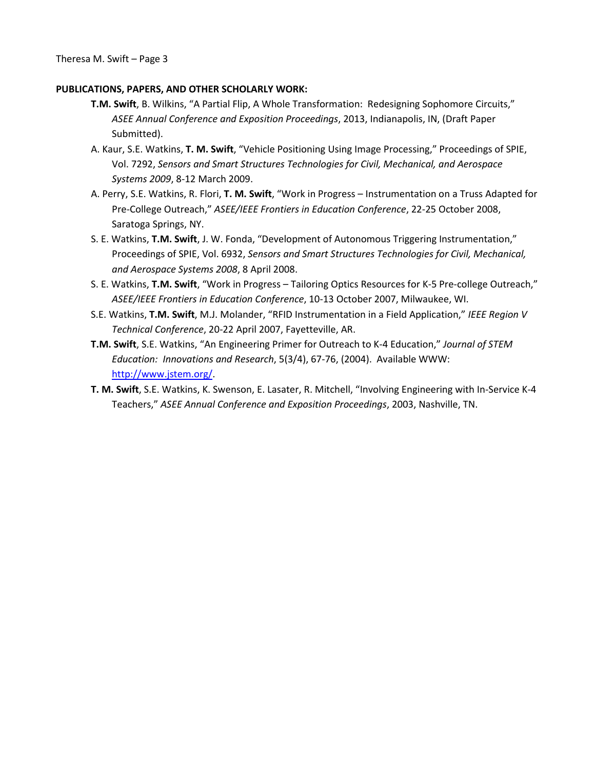**PUBLICATIONS, PAPERS, AND OTHER SCHOLARLY WORK:**

**T.M. Swift**, B. Wilkins, "A Partial Flip, A Whole Transformation: Redesigning Sophomore Circuits," *ASEE Annual Conference and Exposition Proceedings*, 2013, Indianapolis, IN, (Draft Paper Submitted).

A. Kaur, S.E. Watkins, **T. M. Swift**, "Vehicle Positioning Using Image Processing," Proceedings of SPIE, Vol. 7292, *Sensors and Smart Structures Technologies for Civil, Mechanical, and Aerospace Systems 2009*, 8-12 March 2009.

A. Perry, S.E. Watkins, R. Flori, **T. M. Swift**, "Work in Progress – Instrumentation on a Truss Adapted for Pre-College Outreach," *ASEE/IEEE Frontiers in Education Conference*, 22-25 October 2008, Saratoga Springs, NY.

S. E. Watkins, **T.M. Swift**, J. W. Fonda, "Development of Autonomous Triggering Instrumentation," Proceedings of SPIE, Vol. 6932, *Sensors and Smart Structures Technologies for Civil, Mechanical, and Aerospace Systems 2008*, 8 April 2008.

S. E. Watkins, **T.M. Swift**, "Work in Progress – Tailoring Optics Resources for K-5 Pre-college Outreach," *ASEE/IEEE Frontiers in Education Conference*, 10-13 October 2007, Milwaukee, WI.

S.E. Watkins, **T.M. Swift**, M.J. Molander, "RFID Instrumentation in a Field Application," *IEEE Region V Technical Conference*, 20-22 April 2007, Fayetteville, AR.

**T.M. Swift**, S.E. Watkins, "An Engineering Primer for Outreach to K-4 Education," *Journal of STEM Education: Innovations and Research*, 5(3/4), 67-76, (2004). Available WWW: [http://www.jstem.org/](http://www.jstem.org/).

**T. M. Swift**, S.E. Watkins, K. Swenson, E. Lasater, R. Mitchell, "Involving Engineering with In-Service K-4 Teachers," *ASEE Annual Conference and Exposition Proceedings*, 2003, Nashville, TN.